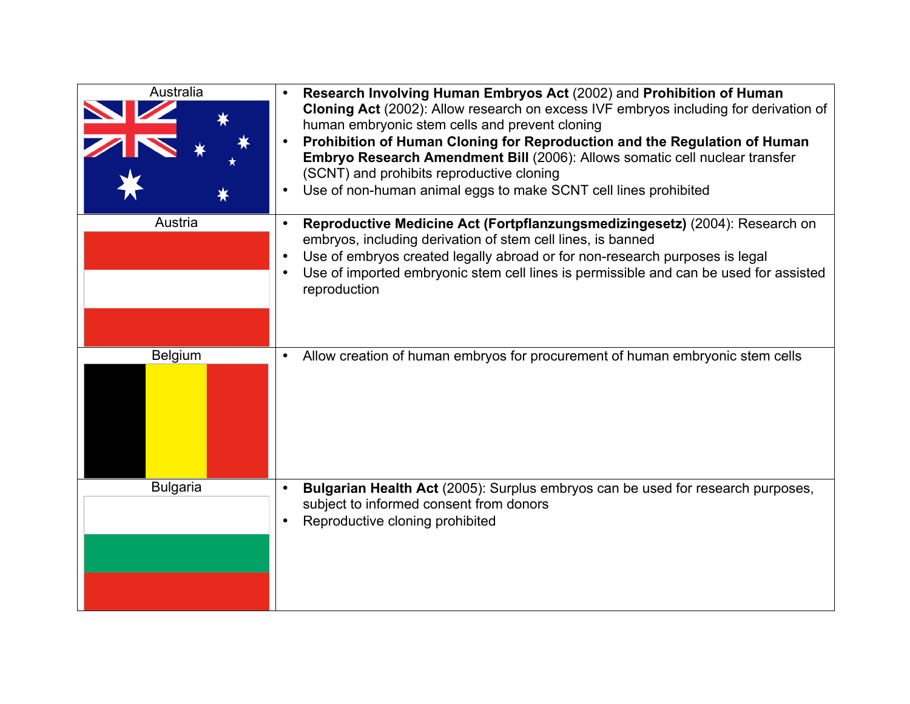| Country | Legislation/Policy |
| --- | --- |
| Australia | • **Research Involving Human Embryos Act** (2002) and **Prohibition of Human Cloning Act** (2002): Allow research on excess IVF embryos including for derivation of human embryonic stem cells and prevent cloning<br>• **Prohibition of Human Cloning for Reproduction and the Regulation of Human Embryo Research Amendment Bill** (2006): Allows somatic cell nuclear transfer (SCNT) and prohibits reproductive cloning<br>• Use of non-human animal eggs to make SCNT cell lines prohibited |
| Austria | • **Reproductive Medicine Act (Fortpflanzungsmedizingesetz)** (2004): Research on embryos, including derivation of stem cell lines, is banned<br>• Use of embryos created legally abroad or for non-research purposes is legal<br>• Use of imported embryonic stem cell lines is permissible and can be used for assisted reproduction |
| Belgium | • Allow creation of human embryos for procurement of human embryonic stem cells |
| Bulgaria | • **Bulgarian Health Act** (2005): Surplus embryos can be used for research purposes, subject to informed consent from donors<br>• Reproductive cloning prohibited |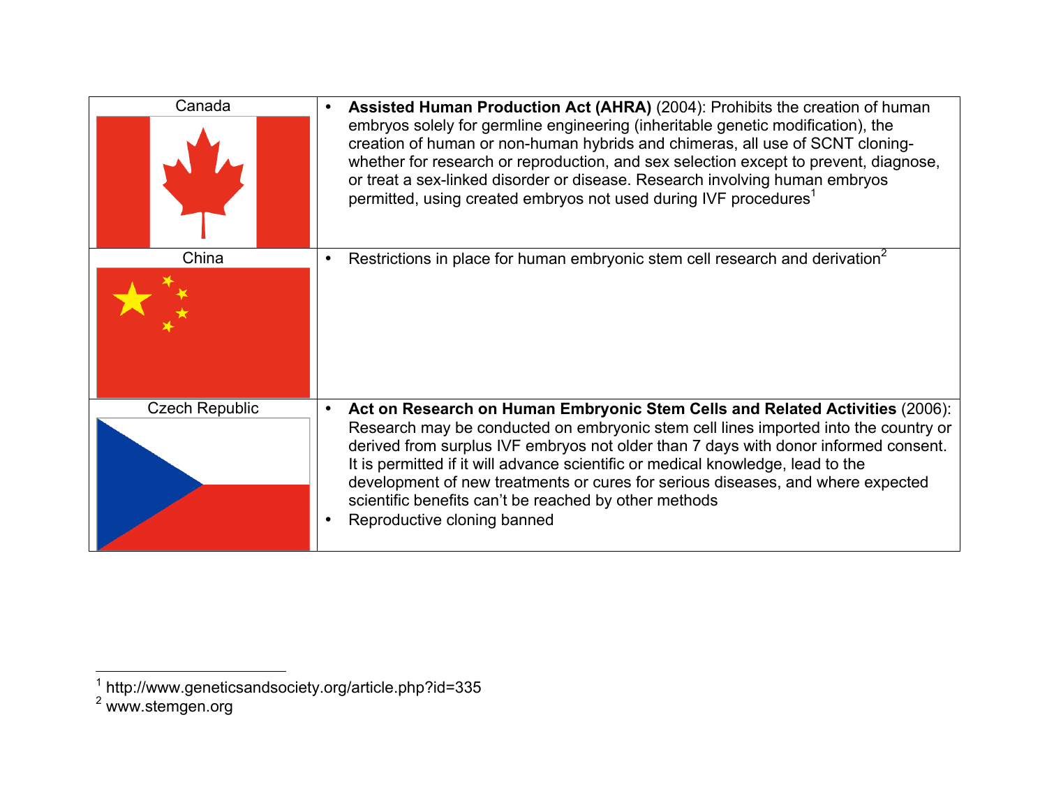| Country | Policy |
|---|---|
| Canada | • **Assisted Human Production Act (AHRA)** (2004): Prohibits the creation of human embryos solely for germline engineering (inheritable genetic modification), the creation of human or non-human hybrids and chimeras, all use of SCNT cloning-whether for research or reproduction, and sex selection except to prevent, diagnose, or treat a sex-linked disorder or disease. Research involving human embryos permitted, using created embryos not used during IVF procedures[1] |
| China | • Restrictions in place for human embryonic stem cell research and derivation[2] |
| Czech Republic | • **Act on Research on Human Embryonic Stem Cells and Related Activities** (2006): Research may be conducted on embryonic stem cell lines imported into the country or derived from surplus IVF embryos not older than 7 days with donor informed consent. It is permitted if it will advance scientific or medical knowledge, lead to the development of new treatments or cures for serious diseases, and where expected scientific benefits can't be reached by other methods<br>• Reproductive cloning banned |

[1] http://www.geneticsandsociety.org/article.php?id=335

[2] www.stemgen.org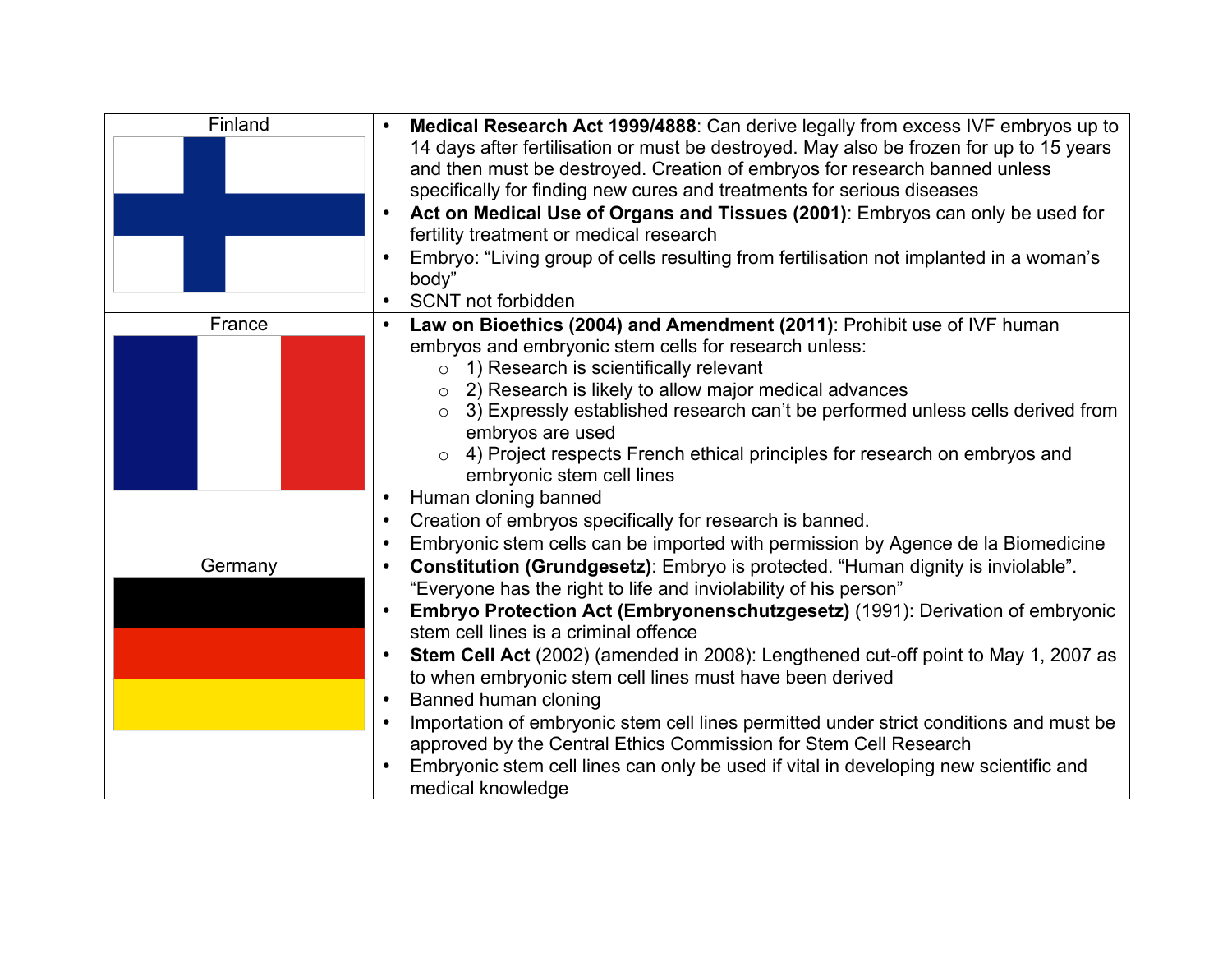| Country | Regulations |
| --- | --- |
| Finland | • **Medical Research Act 1999/4888**: Can derive legally from excess IVF embryos up to 14 days after fertilisation or must be destroyed. May also be frozen for up to 15 years and then must be destroyed. Creation of embryos for research banned unless specifically for finding new cures and treatments for serious diseases<br>• **Act on Medical Use of Organs and Tissues (2001)**: Embryos can only be used for fertility treatment or medical research<br>• Embryo: "Living group of cells resulting from fertilisation not implanted in a woman's body"<br>• SCNT not forbidden |
| France | • **Law on Bioethics (2004) and Amendment (2011)**: Prohibit use of IVF human embryos and embryonic stem cells for research unless:<br>&nbsp;&nbsp;&nbsp;&nbsp;○ 1) Research is scientifically relevant<br>&nbsp;&nbsp;&nbsp;&nbsp;○ 2) Research is likely to allow major medical advances<br>&nbsp;&nbsp;&nbsp;&nbsp;○ 3) Expressly established research can't be performed unless cells derived from embryos are used<br>&nbsp;&nbsp;&nbsp;&nbsp;○ 4) Project respects French ethical principles for research on embryos and embryonic stem cell lines<br>• Human cloning banned<br>• Creation of embryos specifically for research is banned.<br>• Embryonic stem cells can be imported with permission by Agence de la Biomedicine |
| Germany | • **Constitution (Grundgesetz)**: Embryo is protected. "Human dignity is inviolable". "Everyone has the right to life and inviolability of his person"<br>• **Embryo Protection Act (Embryonenschutzgesetz)** (1991): Derivation of embryonic stem cell lines is a criminal offence<br>• **Stem Cell Act** (2002) (amended in 2008): Lengthened cut-off point to May 1, 2007 as to when embryonic stem cell lines must have been derived<br>• Banned human cloning<br>• Importation of embryonic stem cell lines permitted under strict conditions and must be approved by the Central Ethics Commission for Stem Cell Research<br>• Embryonic stem cell lines can only be used if vital in developing new scientific and medical knowledge |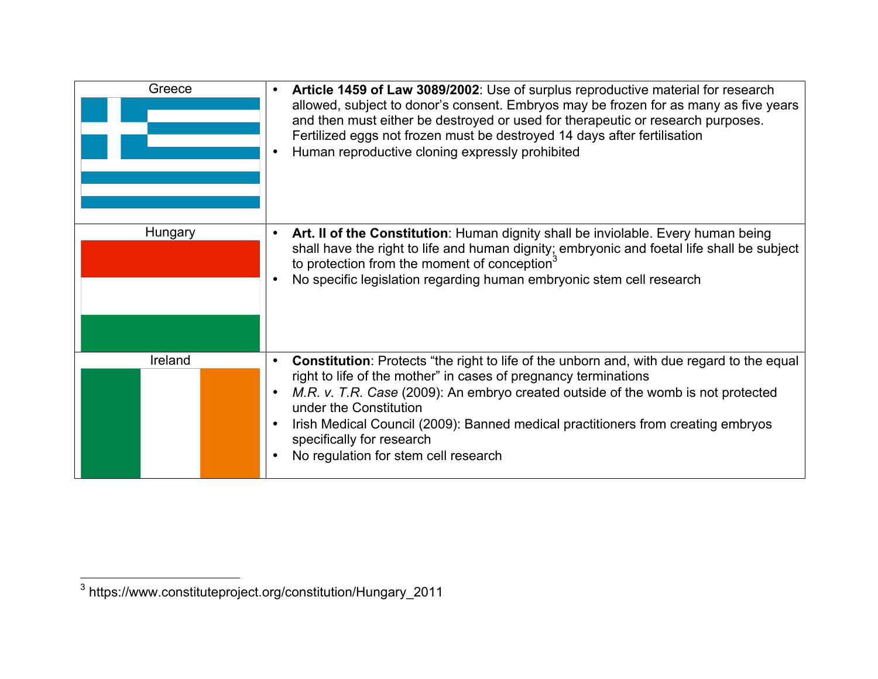| | |
|---|---|
| Greece | • **Article 1459 of Law 3089/2002**: Use of surplus reproductive material for research allowed, subject to donor's consent. Embryos may be frozen for as many as five years and then must either be destroyed or used for therapeutic or research purposes. Fertilized eggs not frozen must be destroyed 14 days after fertilisation<br>• Human reproductive cloning expressly prohibited |
| Hungary | • **Art. II of the Constitution**: Human dignity shall be inviolable. Every human being shall have the right to life and human dignity; embryonic and foetal life shall be subject to protection from the moment of conception[3]<br>• No specific legislation regarding human embryonic stem cell research |
| Ireland | • **Constitution**: Protects "the right to life of the unborn and, with due regard to the equal right to life of the mother" in cases of pregnancy terminations<br>• *M.R. v. T.R. Case* (2009): An embryo created outside of the womb is not protected under the Constitution<br>• Irish Medical Council (2009): Banned medical practitioners from creating embryos specifically for research<br>• No regulation for stem cell research |

[3] https://www.constituteproject.org/constitution/Hungary_2011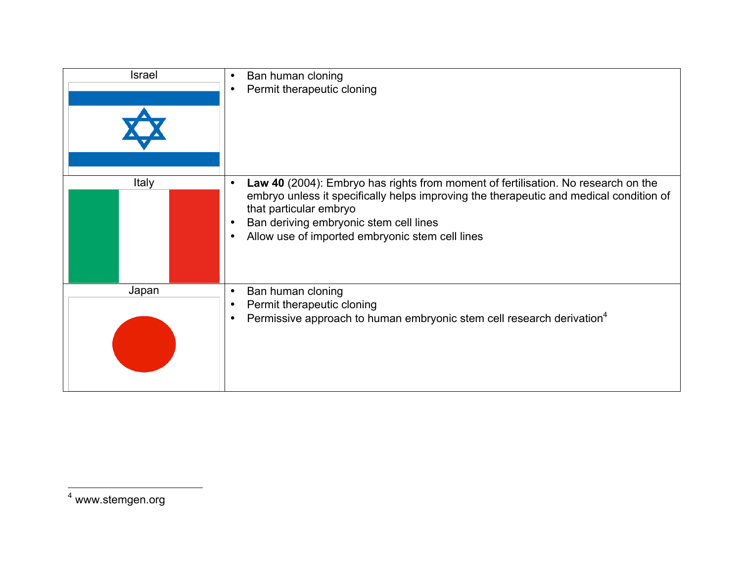| | |
|---|---|
| Israel | • Ban human cloning<br>• Permit therapeutic cloning |
| Italy | • **Law 40** (2004): Embryo has rights from moment of fertilisation. No research on the embryo unless it specifically helps improving the therapeutic and medical condition of that particular embryo<br>• Ban deriving embryonic stem cell lines<br>• Allow use of imported embryonic stem cell lines |
| Japan | • Ban human cloning<br>• Permit therapeutic cloning<br>• Permissive approach to human embryonic stem cell research derivation[4] |

[4] www.stemgen.org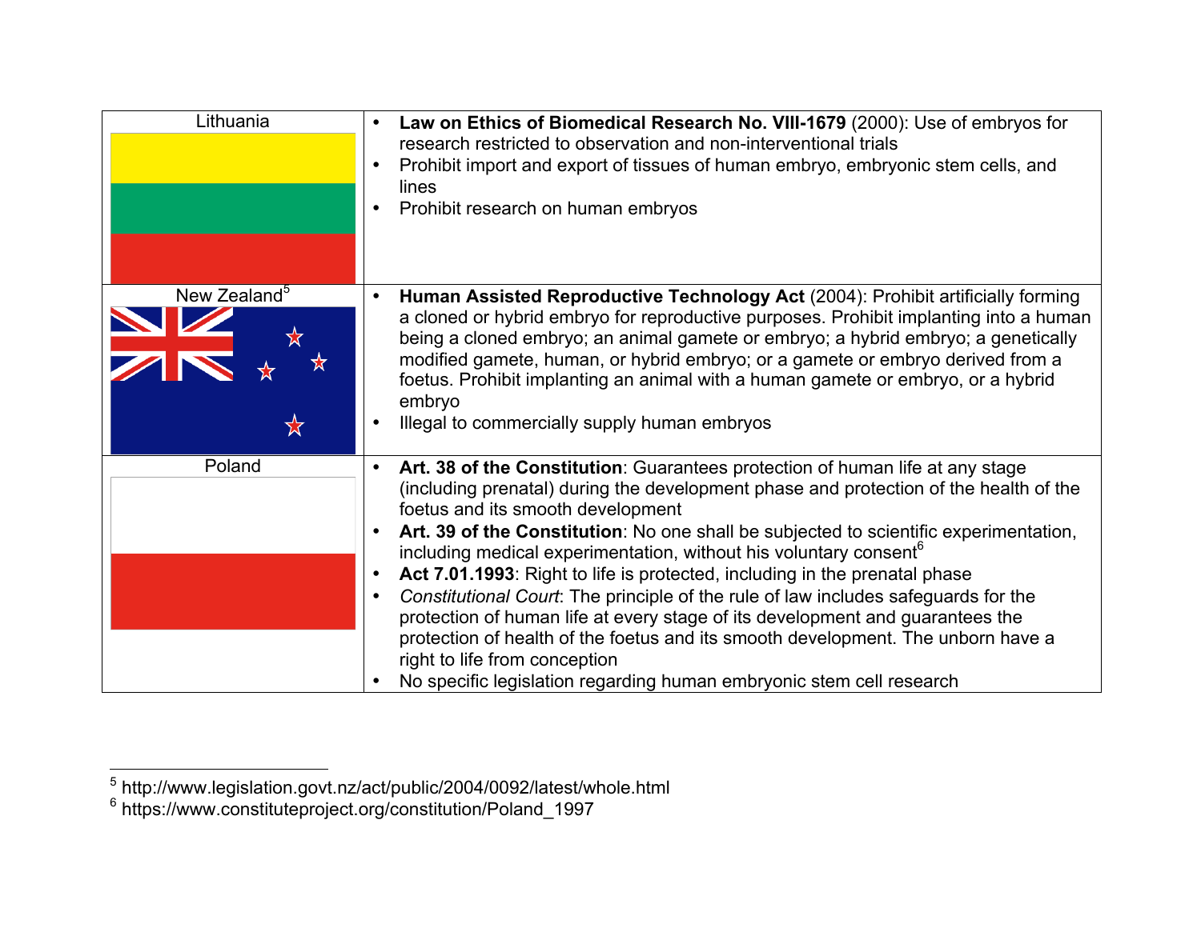| | |
|---|---|
| Lithuania | • **Law on Ethics of Biomedical Research No. VIII-1679** (2000): Use of embryos for research restricted to observation and non-interventional trials<br>• Prohibit import and export of tissues of human embryo, embryonic stem cells, and lines<br>• Prohibit research on human embryos |
| New Zealand[5] | • **Human Assisted Reproductive Technology Act** (2004): Prohibit artificially forming a cloned or hybrid embryo for reproductive purposes. Prohibit implanting into a human being a cloned embryo; an animal gamete or embryo; a hybrid embryo; a genetically modified gamete, human, or hybrid embryo; or a gamete or embryo derived from a foetus. Prohibit implanting an animal with a human gamete or embryo, or a hybrid embryo<br>• Illegal to commercially supply human embryos |
| Poland | • **Art. 38 of the Constitution**: Guarantees protection of human life at any stage (including prenatal) during the development phase and protection of the health of the foetus and its smooth development<br>• **Art. 39 of the Constitution**: No one shall be subjected to scientific experimentation, including medical experimentation, without his voluntary consent[6]<br>• **Act 7.01.1993**: Right to life is protected, including in the prenatal phase<br>• *Constitutional Court*: The principle of the rule of law includes safeguards for the protection of human life at every stage of its development and guarantees the protection of health of the foetus and its smooth development. The unborn have a right to life from conception<br>• No specific legislation regarding human embryonic stem cell research |

[5] http://www.legislation.govt.nz/act/public/2004/0092/latest/whole.html

[6] https://www.constituteproject.org/constitution/Poland_1997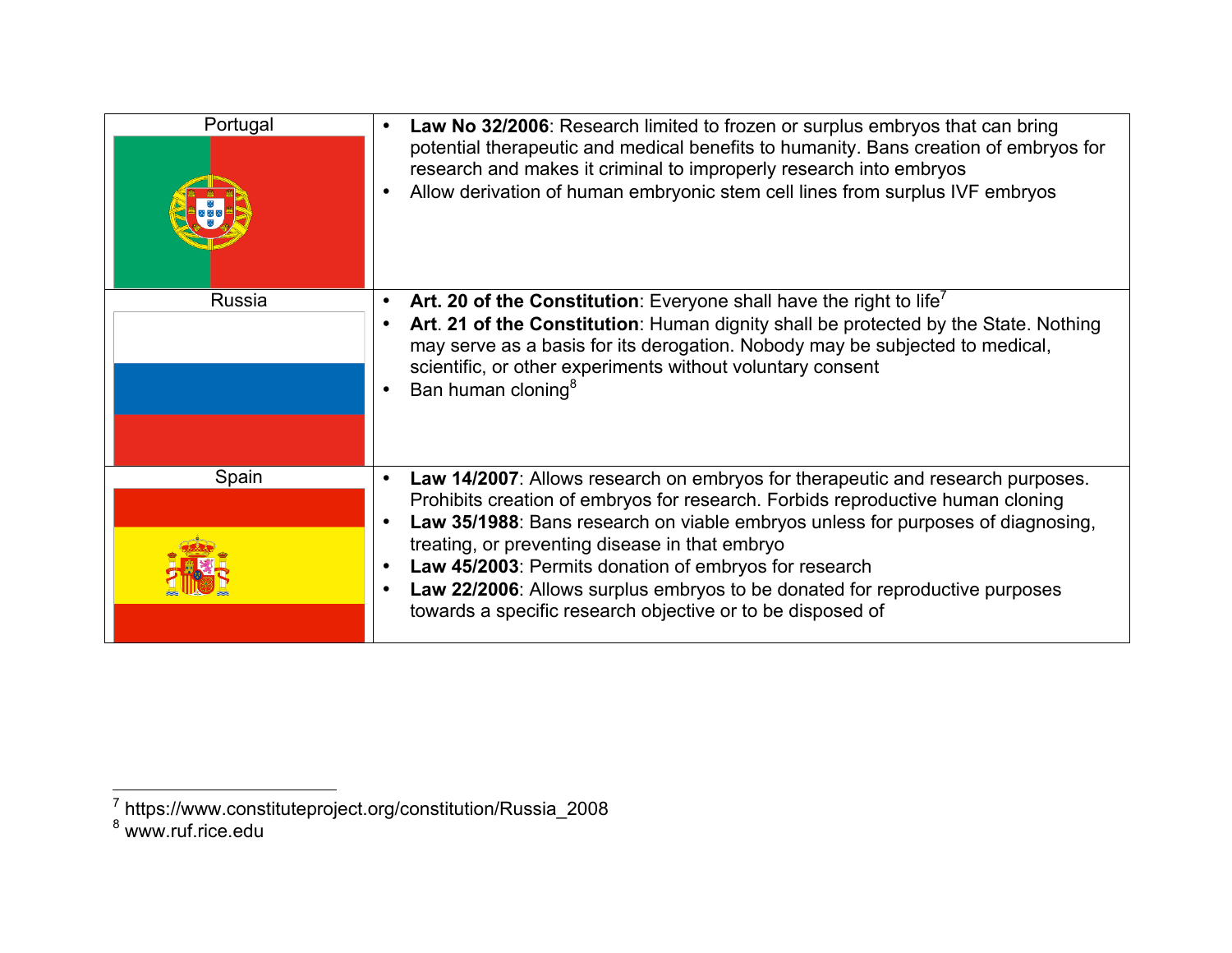| | |
|---|---|
| Portugal | • **Law No 32/2006**: Research limited to frozen or surplus embryos that can bring potential therapeutic and medical benefits to humanity. Bans creation of embryos for research and makes it criminal to improperly research into embryos<br>• Allow derivation of human embryonic stem cell lines from surplus IVF embryos |
| Russia | • **Art. 20 of the Constitution**: Everyone shall have the right to life[7]<br>• **Art. 21 of the Constitution**: Human dignity shall be protected by the State. Nothing may serve as a basis for its derogation. Nobody may be subjected to medical, scientific, or other experiments without voluntary consent<br>• Ban human cloning[8] |
| Spain | • **Law 14/2007**: Allows research on embryos for therapeutic and research purposes. Prohibits creation of embryos for research. Forbids reproductive human cloning<br>• **Law 35/1988**: Bans research on viable embryos unless for purposes of diagnosing, treating, or preventing disease in that embryo<br>• **Law 45/2003**: Permits donation of embryos for research<br>• **Law 22/2006**: Allows surplus embryos to be donated for reproductive purposes towards a specific research objective or to be disposed of |

[7] https://www.constituteproject.org/constitution/Russia_2008

[8] www.ruf.rice.edu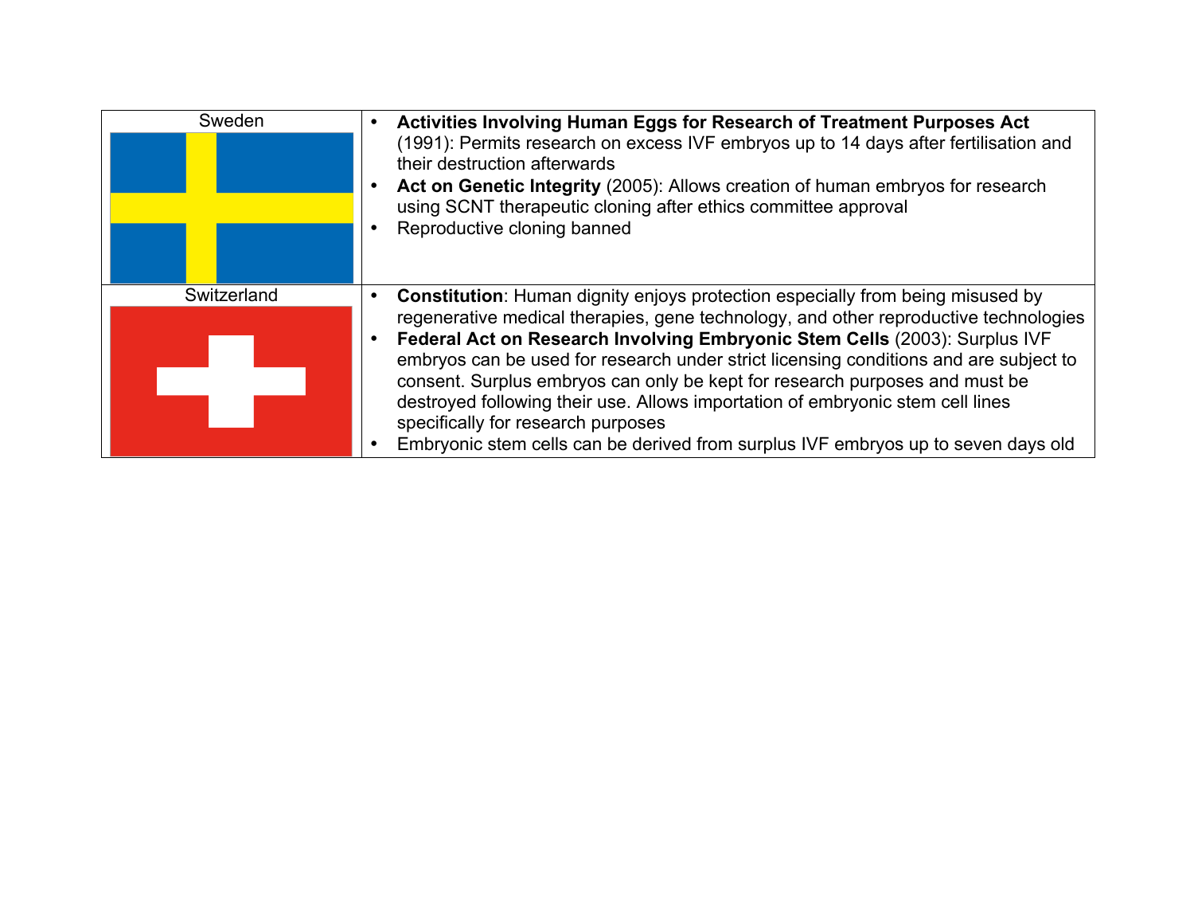| | |
|---|---|
| Sweden | • **Activities Involving Human Eggs for Research of Treatment Purposes Act** (1991): Permits research on excess IVF embryos up to 14 days after fertilisation and their destruction afterwards<br>• **Act on Genetic Integrity** (2005): Allows creation of human embryos for research using SCNT therapeutic cloning after ethics committee approval<br>• Reproductive cloning banned |
| Switzerland | • **Constitution**: Human dignity enjoys protection especially from being misused by regenerative medical therapies, gene technology, and other reproductive technologies<br>• **Federal Act on Research Involving Embryonic Stem Cells** (2003): Surplus IVF embryos can be used for research under strict licensing conditions and are subject to consent. Surplus embryos can only be kept for research purposes and must be destroyed following their use. Allows importation of embryonic stem cell lines specifically for research purposes<br>• Embryonic stem cells can be derived from surplus IVF embryos up to seven days old |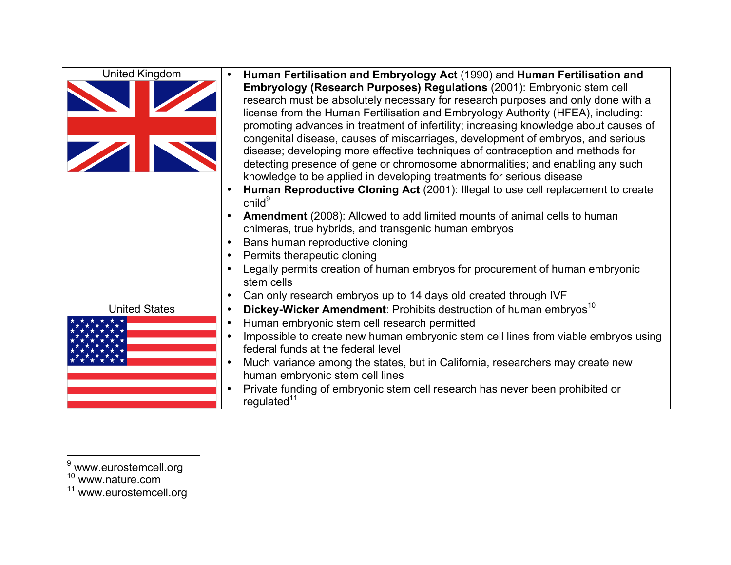| | |
|---|---|
| United Kingdom | • **Human Fertilisation and Embryology Act** (1990) and **Human Fertilisation and Embryology (Research Purposes) Regulations** (2001): Embryonic stem cell research must be absolutely necessary for research purposes and only done with a license from the Human Fertilisation and Embryology Authority (HFEA), including: promoting advances in treatment of infertility; increasing knowledge about causes of congenital disease, causes of miscarriages, development of embryos, and serious disease; developing more effective techniques of contraception and methods for detecting presence of gene or chromosome abnormalities; and enabling any such knowledge to be applied in developing treatments for serious disease<br>• **Human Reproductive Cloning Act** (2001): Illegal to use cell replacement to create child[9]<br>• **Amendment** (2008): Allowed to add limited mounts of animal cells to human chimeras, true hybrids, and transgenic human embryos<br>• Bans human reproductive cloning<br>• Permits therapeutic cloning<br>• Legally permits creation of human embryos for procurement of human embryonic stem cells<br>• Can only research embryos up to 14 days old created through IVF |
| United States | • **Dickey-Wicker Amendment**: Prohibits destruction of human embryos[10]<br>• Human embryonic stem cell research permitted<br>• Impossible to create new human embryonic stem cell lines from viable embryos using federal funds at the federal level<br>• Much variance among the states, but in California, researchers may create new human embryonic stem cell lines<br>• Private funding of embryonic stem cell research has never been prohibited or regulated[11] |

[9] www.eurostemcell.org
[10] www.nature.com
[11] www.eurostemcell.org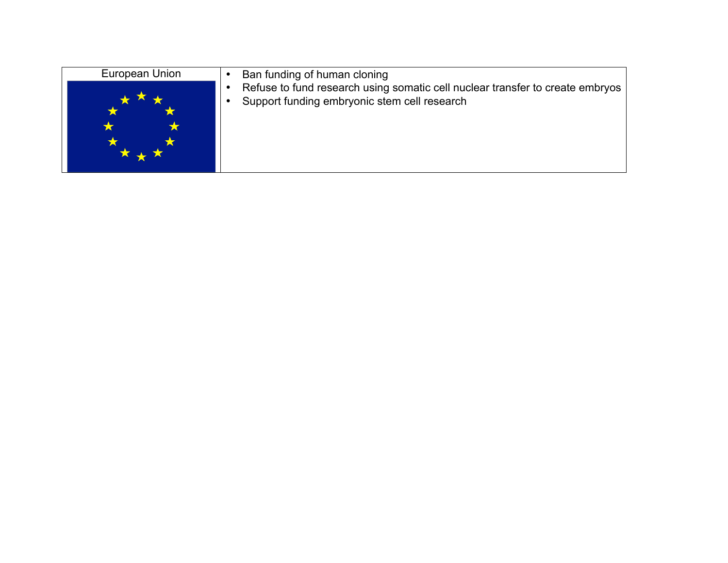| | |
|---|---|
| European Union | • Ban funding of human cloning<br>• Refuse to fund research using somatic cell nuclear transfer to create embryos<br>• Support funding embryonic stem cell research |